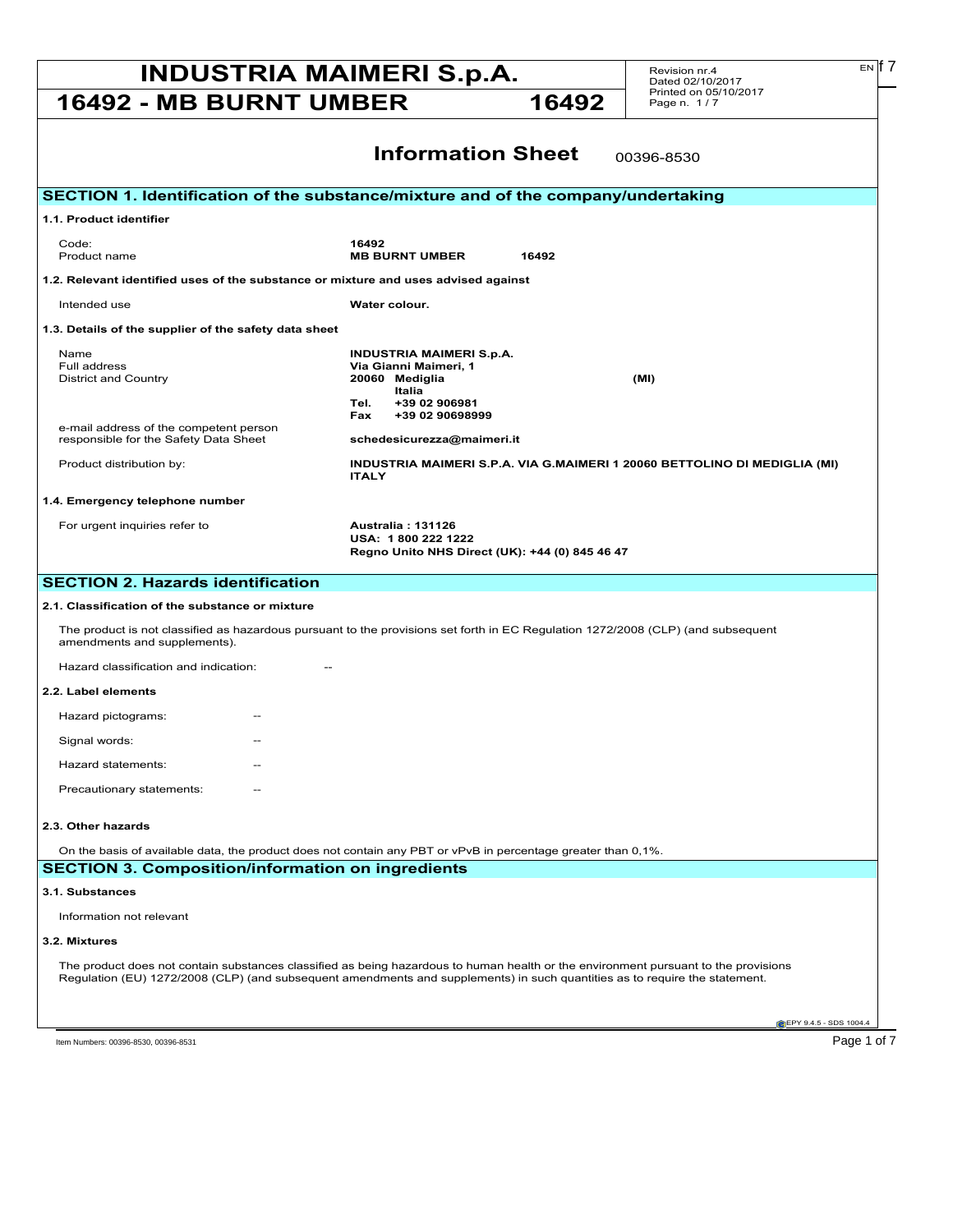# INDUSTRIA MAIMERI S.p.A.

## 16492 - MB BURNT UMBER 16492

Revision nr.4
Dated 02/10/2017
Printed on 05/10/2017

## Information Sheet

00396-8530

## SECTION 1. Identification of the substance/mixture and of the company/undertaking

### 1.1. Product identifier

| | |
|---|---|
| Code: | **16492** |
| Product name | **MB BURNT UMBER 16492** |

### 1.2. Relevant identified uses of the substance or mixture and uses advised against

| | |
|---|---|
| Intended use | **Water colour.** |

### 1.3. Details of the supplier of the safety data sheet

| | |
|---|---|
| Name | **INDUSTRIA MAIMERI S.p.A.** |
| Full address | **Via Gianni Maimeri, 1** |
| District and Country | **20060 Mediglia (MI)** **Italia** |
| | **Tel. +39 02 906981** |
| | **Fax +39 02 90698999** |
| e-mail address of the competent person responsible for the Safety Data Sheet | **schedesicurezza@maimeri.it** |
| Product distribution by: | **INDUSTRIA MAIMERI S.P.A. VIA G.MAIMERI 1 20060 BETTOLINO DI MEDIGLIA (MI) ITALY** |

### 1.4. Emergency telephone number

| | |
|---|---|
| For urgent inquiries refer to | **Australia : 131126** **USA: 1 800 222 1222** **Regno Unito NHS Direct (UK): +44 (0) 845 46 47** |

## SECTION 2. Hazards identification

### 2.1. Classification of the substance or mixture

The product is not classified as hazardous pursuant to the provisions set forth in EC Regulation 1272/2008 (CLP) (and subsequent amendments and supplements).

Hazard classification and indication: --

### 2.2. Label elements

Hazard pictograms: --

Signal words: --

Hazard statements: --

Precautionary statements: --

### 2.3. Other hazards

On the basis of available data, the product does not contain any PBT or vPvB in percentage greater than 0,1%.

## SECTION 3. Composition/information on ingredients

### 3.1. Substances

Information not relevant

### 3.2. Mixtures

The product does not contain substances classified as being hazardous to human health or the environment pursuant to the provisions Regulation (EU) 1272/2008 (CLP) (and subsequent amendments and supplements) in such quantities as to require the statement.

Item Numbers: 00396-8530, 00396-8531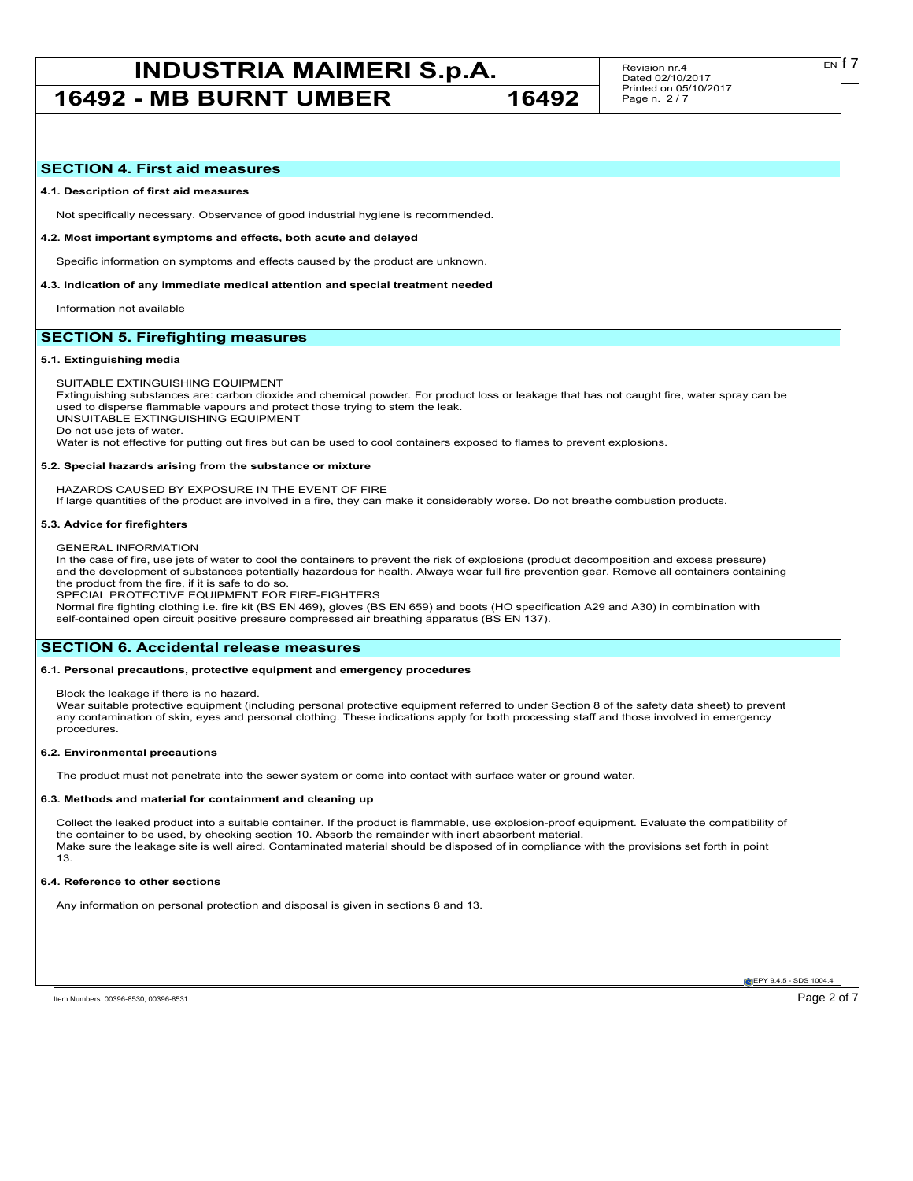## SECTION 4. First aid measures

### 4.1. Description of first aid measures

Not specifically necessary. Observance of good industrial hygiene is recommended.

### 4.2. Most important symptoms and effects, both acute and delayed

Specific information on symptoms and effects caused by the product are unknown.

### 4.3. Indication of any immediate medical attention and special treatment needed

Information not available

## SECTION 5. Firefighting measures

### 5.1. Extinguishing media

SUITABLE EXTINGUISHING EQUIPMENT
Extinguishing substances are: carbon dioxide and chemical powder. For product loss or leakage that has not caught fire, water spray can be used to disperse flammable vapours and protect those trying to stem the leak.
UNSUITABLE EXTINGUISHING EQUIPMENT
Do not use jets of water.
Water is not effective for putting out fires but can be used to cool containers exposed to flames to prevent explosions.

### 5.2. Special hazards arising from the substance or mixture

HAZARDS CAUSED BY EXPOSURE IN THE EVENT OF FIRE
If large quantities of the product are involved in a fire, they can make it considerably worse. Do not breathe combustion products.

### 5.3. Advice for firefighters

GENERAL INFORMATION
In the case of fire, use jets of water to cool the containers to prevent the risk of explosions (product decomposition and excess pressure) and the development of substances potentially hazardous for health. Always wear full fire prevention gear. Remove all containers containing the product from the fire, if it is safe to do so.
SPECIAL PROTECTIVE EQUIPMENT FOR FIRE-FIGHTERS
Normal fire fighting clothing i.e. fire kit (BS EN 469), gloves (BS EN 659) and boots (HO specification A29 and A30) in combination with self-contained open circuit positive pressure compressed air breathing apparatus (BS EN 137).

## SECTION 6. Accidental release measures

### 6.1. Personal precautions, protective equipment and emergency procedures

Block the leakage if there is no hazard.
Wear suitable protective equipment (including personal protective equipment referred to under Section 8 of the safety data sheet) to prevent any contamination of skin, eyes and personal clothing. These indications apply for both processing staff and those involved in emergency procedures.

### 6.2. Environmental precautions

The product must not penetrate into the sewer system or come into contact with surface water or ground water.

### 6.3. Methods and material for containment and cleaning up

Collect the leaked product into a suitable container. If the product is flammable, use explosion-proof equipment. Evaluate the compatibility of the container to be used, by checking section 10. Absorb the remainder with inert absorbent material.
Make sure the leakage site is well aired. Contaminated material should be disposed of in compliance with the provisions set forth in point 13.

### 6.4. Reference to other sections

Any information on personal protection and disposal is given in sections 8 and 13.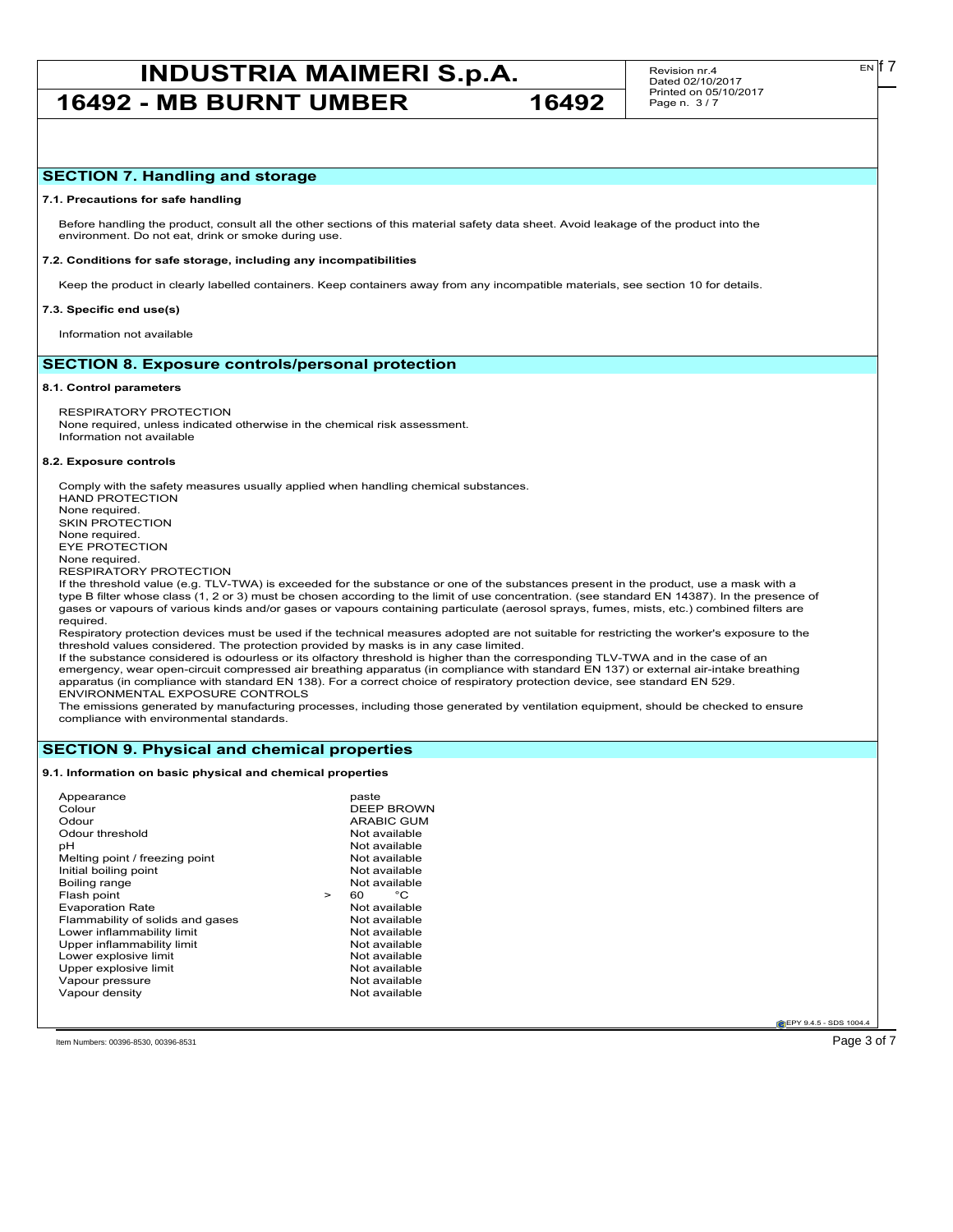## SECTION 7. Handling and storage

### 7.1. Precautions for safe handling

Before handling the product, consult all the other sections of this material safety data sheet. Avoid leakage of the product into the environment. Do not eat, drink or smoke during use.

### 7.2. Conditions for safe storage, including any incompatibilities

Keep the product in clearly labelled containers. Keep containers away from any incompatible materials, see section 10 for details.

### 7.3. Specific end use(s)

Information not available

## SECTION 8. Exposure controls/personal protection

### 8.1. Control parameters

RESPIRATORY PROTECTION
None required, unless indicated otherwise in the chemical risk assessment.
Information not available

### 8.2. Exposure controls

Comply with the safety measures usually applied when handling chemical substances.
HAND PROTECTION
None required.
SKIN PROTECTION
None required.
EYE PROTECTION
None required.
RESPIRATORY PROTECTION
If the threshold value (e.g. TLV-TWA) is exceeded for the substance or one of the substances present in the product, use a mask with a type B filter whose class (1, 2 or 3) must be chosen according to the limit of use concentration. (see standard EN 14387). In the presence of gases or vapours of various kinds and/or gases or vapours containing particulate (aerosol sprays, fumes, mists, etc.) combined filters are required.
Respiratory protection devices must be used if the technical measures adopted are not suitable for restricting the worker's exposure to the threshold values considered. The protection provided by masks is in any case limited.
If the substance considered is odourless or its olfactory threshold is higher than the corresponding TLV-TWA and in the case of an emergency, wear open-circuit compressed air breathing apparatus (in compliance with standard EN 137) or external air-intake breathing apparatus (in compliance with standard EN 138). For a correct choice of respiratory protection device, see standard EN 529.
ENVIRONMENTAL EXPOSURE CONTROLS
The emissions generated by manufacturing processes, including those generated by ventilation equipment, should be checked to ensure compliance with environmental standards.

## SECTION 9. Physical and chemical properties

### 9.1. Information on basic physical and chemical properties

| Property | Value |
|---|---|
| Appearance | paste |
| Colour | DEEP BROWN |
| Odour | ARABIC GUM |
| Odour threshold | Not available |
| pH | Not available |
| Melting point / freezing point | Not available |
| Initial boiling point | Not available |
| Boiling range | Not available |
| Flash point | > 60 °C |
| Evaporation Rate | Not available |
| Flammability of solids and gases | Not available |
| Lower inflammability limit | Not available |
| Upper inflammability limit | Not available |
| Lower explosive limit | Not available |
| Upper explosive limit | Not available |
| Vapour pressure | Not available |
| Vapour density | Not available |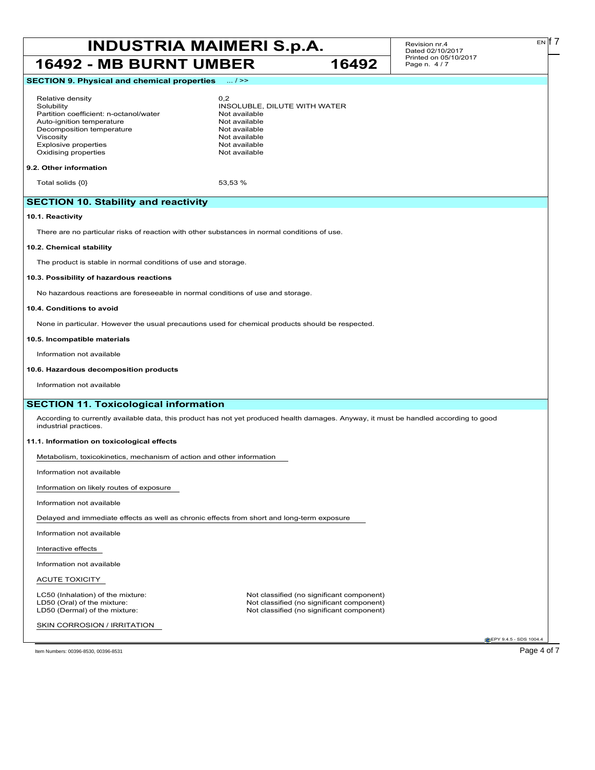## SECTION 9. Physical and chemical properties ... / >>

| | |
|---|---|
| Relative density | 0,2 |
| Solubility | INSOLUBLE, DILUTE WITH WATER |
| Partition coefficient: n-octanol/water | Not available |
| Auto-ignition temperature | Not available |
| Decomposition temperature | Not available |
| Viscosity | Not available |
| Explosive properties | Not available |
| Oxidising properties | Not available |

### 9.2. Other information

| | |
|---|---|
| Total solids {0} | 53,53 % |

## SECTION 10. Stability and reactivity

### 10.1. Reactivity

There are no particular risks of reaction with other substances in normal conditions of use.

### 10.2. Chemical stability

The product is stable in normal conditions of use and storage.

### 10.3. Possibility of hazardous reactions

No hazardous reactions are foreseeable in normal conditions of use and storage.

### 10.4. Conditions to avoid

None in particular. However the usual precautions used for chemical products should be respected.

### 10.5. Incompatible materials

Information not available

### 10.6. Hazardous decomposition products

Information not available

## SECTION 11. Toxicological information

According to currently available data, this product has not yet produced health damages. Anyway, it must be handled according to good industrial practices.

### 11.1. Information on toxicological effects

Metabolism, toxicokinetics, mechanism of action and other information

Information not available

Information on likely routes of exposure

Information not available

Delayed and immediate effects as well as chronic effects from short and long-term exposure

Information not available

Interactive effects

Information not available

ACUTE TOXICITY

| | |
|---|---|
| LC50 (Inhalation) of the mixture: | Not classified (no significant component) |
| LD50 (Oral) of the mixture: | Not classified (no significant component) |
| LD50 (Dermal) of the mixture: | Not classified (no significant component) |

SKIN CORROSION / IRRITATION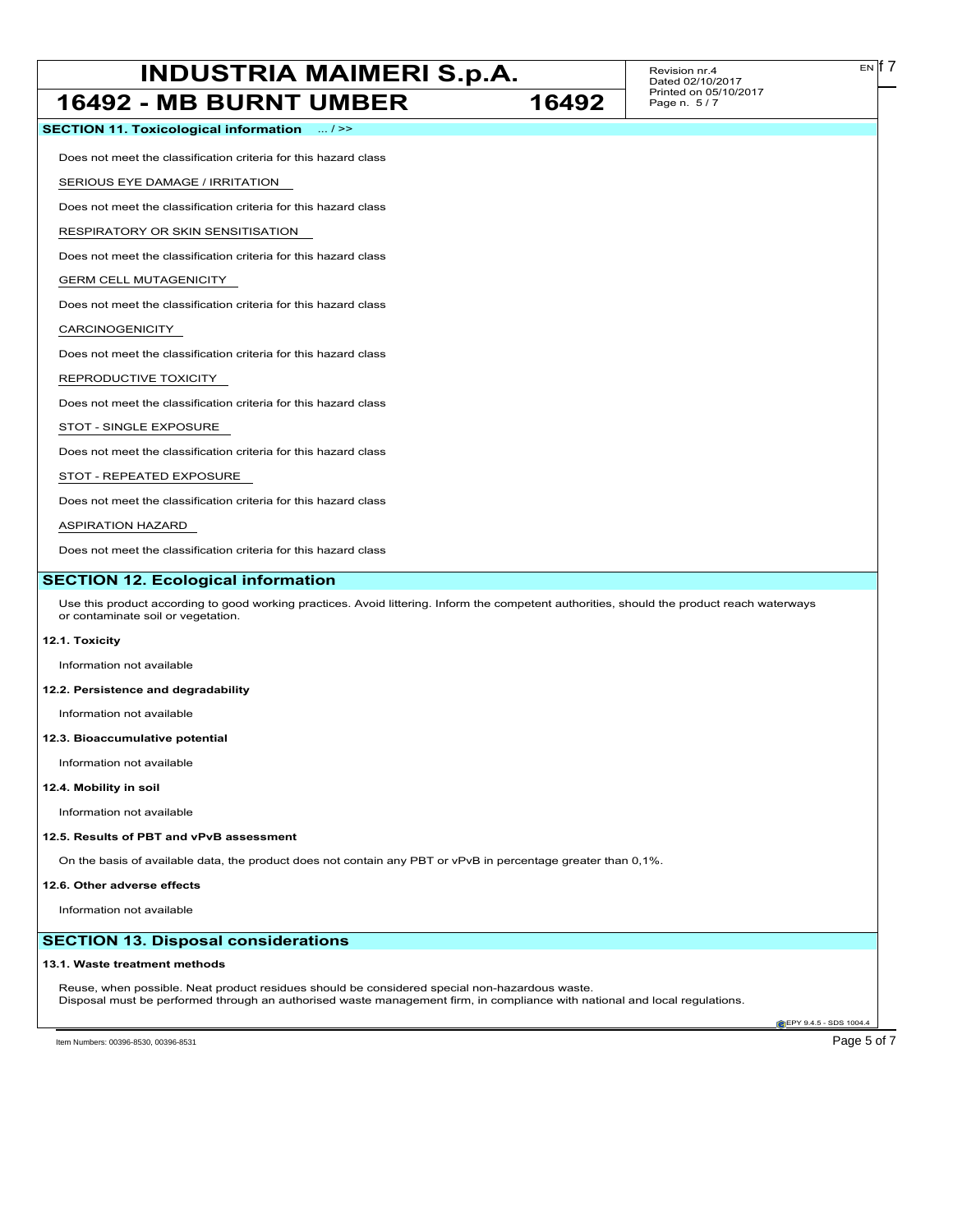**SECTION 11. Toxicological information** ... / >>

Does not meet the classification criteria for this hazard class

SERIOUS EYE DAMAGE / IRRITATION

Does not meet the classification criteria for this hazard class

RESPIRATORY OR SKIN SENSITISATION

Does not meet the classification criteria for this hazard class

GERM CELL MUTAGENICITY

Does not meet the classification criteria for this hazard class

CARCINOGENICITY

Does not meet the classification criteria for this hazard class

REPRODUCTIVE TOXICITY

Does not meet the classification criteria for this hazard class

STOT - SINGLE EXPOSURE

Does not meet the classification criteria for this hazard class

STOT - REPEATED EXPOSURE

Does not meet the classification criteria for this hazard class

ASPIRATION HAZARD

Does not meet the classification criteria for this hazard class

## SECTION 12. Ecological information

Use this product according to good working practices. Avoid littering. Inform the competent authorities, should the product reach waterways or contaminate soil or vegetation.

**12.1. Toxicity**

Information not available

**12.2. Persistence and degradability**

Information not available

**12.3. Bioaccumulative potential**

Information not available

**12.4. Mobility in soil**

Information not available

**12.5. Results of PBT and vPvB assessment**

On the basis of available data, the product does not contain any PBT or vPvB in percentage greater than 0,1%.

**12.6. Other adverse effects**

Information not available

## SECTION 13. Disposal considerations

**13.1. Waste treatment methods**

Reuse, when possible. Neat product residues should be considered special non-hazardous waste.
Disposal must be performed through an authorised waste management firm, in compliance with national and local regulations.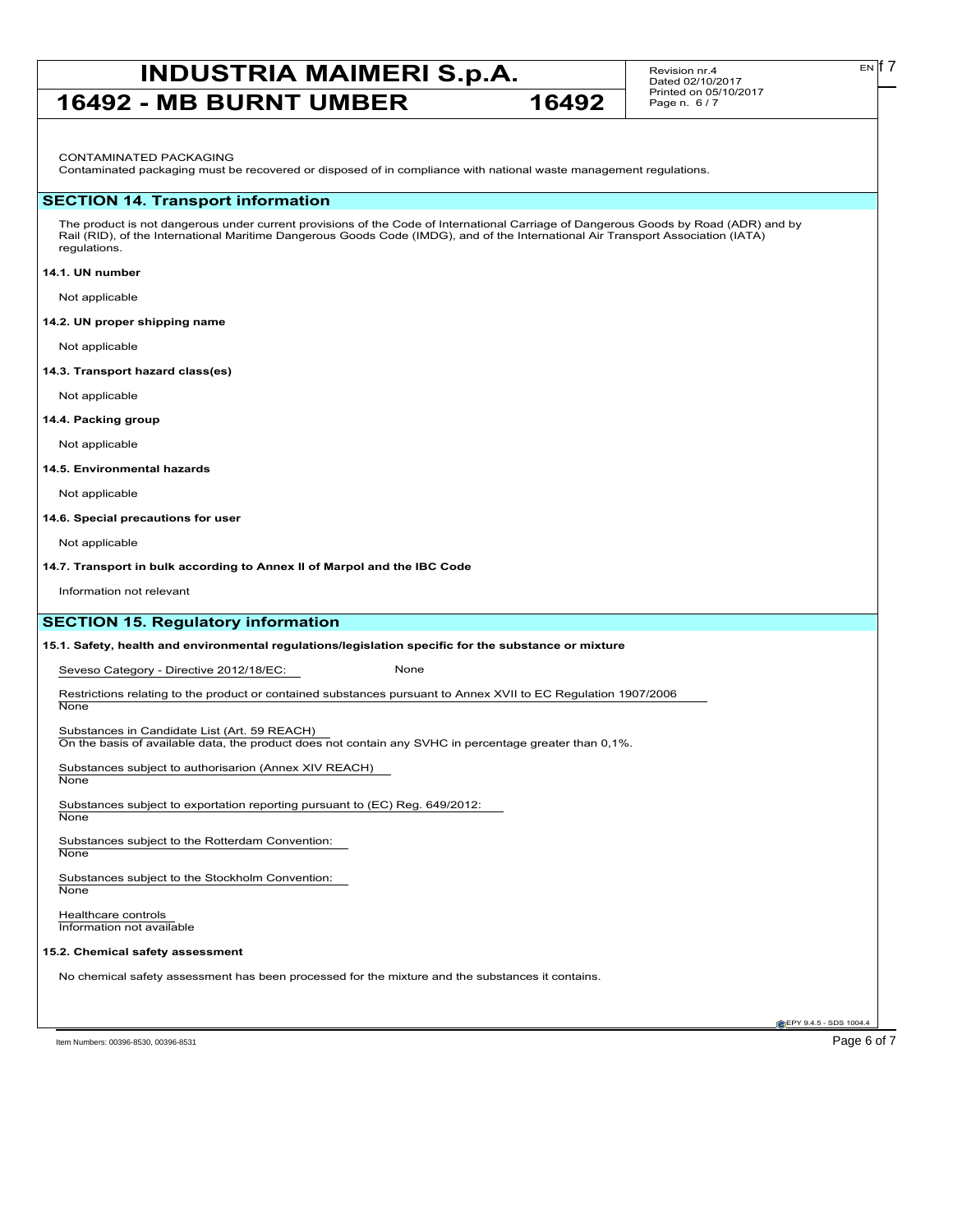CONTAMINATED PACKAGING

Contaminated packaging must be recovered or disposed of in compliance with national waste management regulations.

## SECTION 14. Transport information

The product is not dangerous under current provisions of the Code of International Carriage of Dangerous Goods by Road (ADR) and by Rail (RID), of the International Maritime Dangerous Goods Code (IMDG), and of the International Air Transport Association (IATA) regulations.

**14.1. UN number**

Not applicable

**14.2. UN proper shipping name**

Not applicable

**14.3. Transport hazard class(es)**

Not applicable

**14.4. Packing group**

Not applicable

**14.5. Environmental hazards**

Not applicable

**14.6. Special precautions for user**

Not applicable

**14.7. Transport in bulk according to Annex II of Marpol and the IBC Code**

Information not relevant

## SECTION 15. Regulatory information

**15.1. Safety, health and environmental regulations/legislation specific for the substance or mixture**

Seveso Category - Directive 2012/18/EC: None

Restrictions relating to the product or contained substances pursuant to Annex XVII to EC Regulation 1907/2006

None

Substances in Candidate List (Art. 59 REACH)

On the basis of available data, the product does not contain any SVHC in percentage greater than 0,1%.

Substances subject to authorisarion (Annex XIV REACH)

None

Substances subject to exportation reporting pursuant to (EC) Reg. 649/2012:

None

Substances subject to the Rotterdam Convention:

None

Substances subject to the Stockholm Convention:

None

Healthcare controls

Information not available

**15.2. Chemical safety assessment**

No chemical safety assessment has been processed for the mixture and the substances it contains.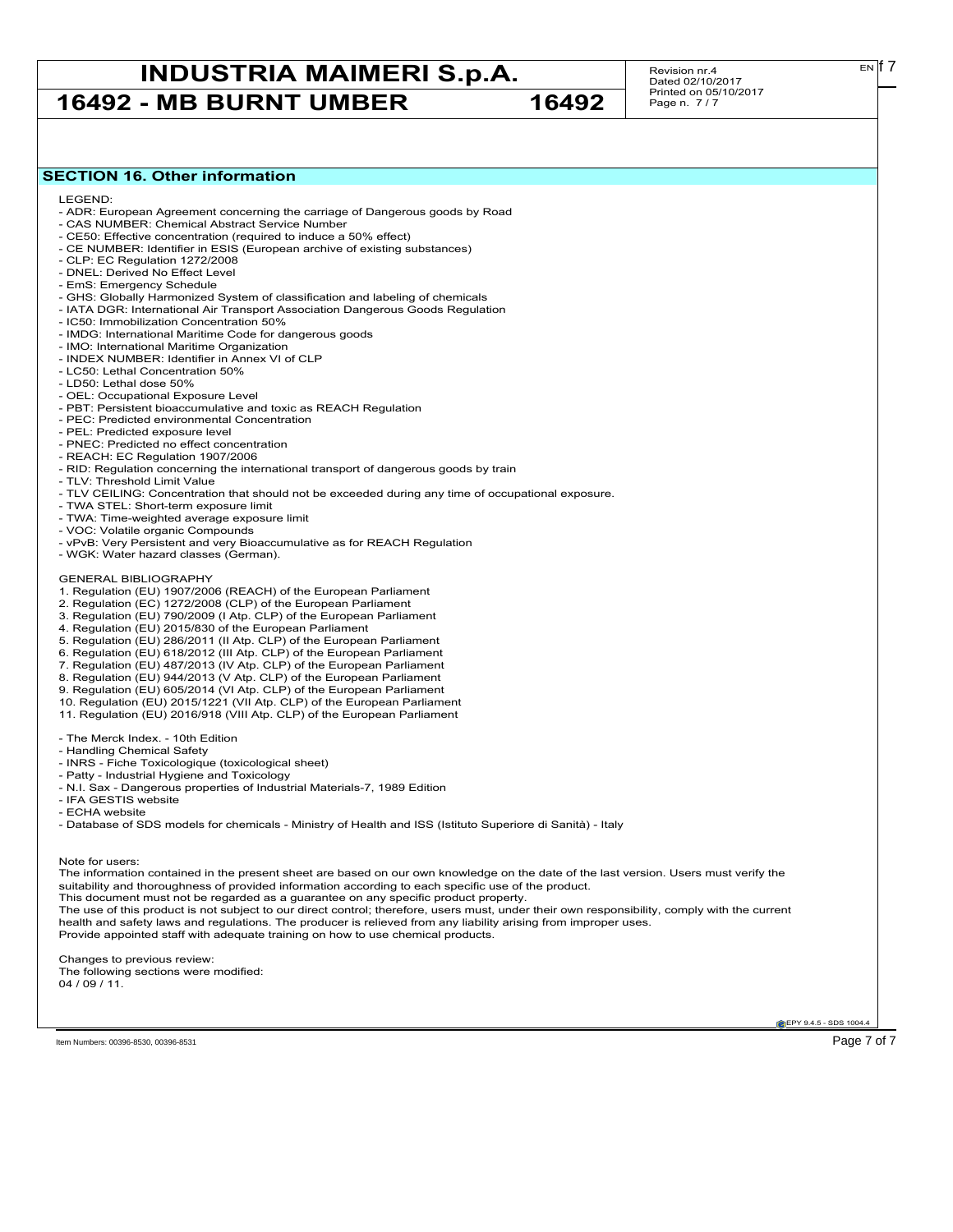## SECTION 16. Other information

LEGEND:

- ADR: European Agreement concerning the carriage of Dangerous goods by Road
- CAS NUMBER: Chemical Abstract Service Number
- CE50: Effective concentration (required to induce a 50% effect)
- CE NUMBER: Identifier in ESIS (European archive of existing substances)
- CLP: EC Regulation 1272/2008
- DNEL: Derived No Effect Level
- EmS: Emergency Schedule
- GHS: Globally Harmonized System of classification and labeling of chemicals
- IATA DGR: International Air Transport Association Dangerous Goods Regulation
- IC50: Immobilization Concentration 50%
- IMDG: International Maritime Code for dangerous goods
- IMO: International Maritime Organization
- INDEX NUMBER: Identifier in Annex VI of CLP
- LC50: Lethal Concentration 50%
- LD50: Lethal dose 50%
- OEL: Occupational Exposure Level
- PBT: Persistent bioaccumulative and toxic as REACH Regulation
- PEC: Predicted environmental Concentration
- PEL: Predicted exposure level
- PNEC: Predicted no effect concentration
- REACH: EC Regulation 1907/2006
- RID: Regulation concerning the international transport of dangerous goods by train
- TLV: Threshold Limit Value
- TLV CEILING: Concentration that should not be exceeded during any time of occupational exposure.
- TWA STEL: Short-term exposure limit
- TWA: Time-weighted average exposure limit
- VOC: Volatile organic Compounds
- vPvB: Very Persistent and very Bioaccumulative as for REACH Regulation
- WGK: Water hazard classes (German).

GENERAL BIBLIOGRAPHY

1. Regulation (EU) 1907/2006 (REACH) of the European Parliament
2. Regulation (EC) 1272/2008 (CLP) of the European Parliament
3. Regulation (EU) 790/2009 (I Atp. CLP) of the European Parliament
4. Regulation (EU) 2015/830 of the European Parliament
5. Regulation (EU) 286/2011 (II Atp. CLP) of the European Parliament
6. Regulation (EU) 618/2012 (III Atp. CLP) of the European Parliament
7. Regulation (EU) 487/2013 (IV Atp. CLP) of the European Parliament
8. Regulation (EU) 944/2013 (V Atp. CLP) of the European Parliament
9. Regulation (EU) 605/2014 (VI Atp. CLP) of the European Parliament
10. Regulation (EU) 2015/1221 (VII Atp. CLP) of the European Parliament
11. Regulation (EU) 2016/918 (VIII Atp. CLP) of the European Parliament

- The Merck Index. - 10th Edition
- Handling Chemical Safety
- INRS - Fiche Toxicologique (toxicological sheet)
- Patty - Industrial Hygiene and Toxicology
- N.I. Sax - Dangerous properties of Industrial Materials-7, 1989 Edition
- IFA GESTIS website
- ECHA website
- Database of SDS models for chemicals - Ministry of Health and ISS (Istituto Superiore di Sanità) - Italy

Note for users:
The information contained in the present sheet are based on our own knowledge on the date of the last version. Users must verify the suitability and thoroughness of provided information according to each specific use of the product.
This document must not be regarded as a guarantee on any specific product property.
The use of this product is not subject to our direct control; therefore, users must, under their own responsibility, comply with the current health and safety laws and regulations. The producer is relieved from any liability arising from improper uses.
Provide appointed staff with adequate training on how to use chemical products.

Changes to previous review:
The following sections were modified:
04 / 09 / 11.